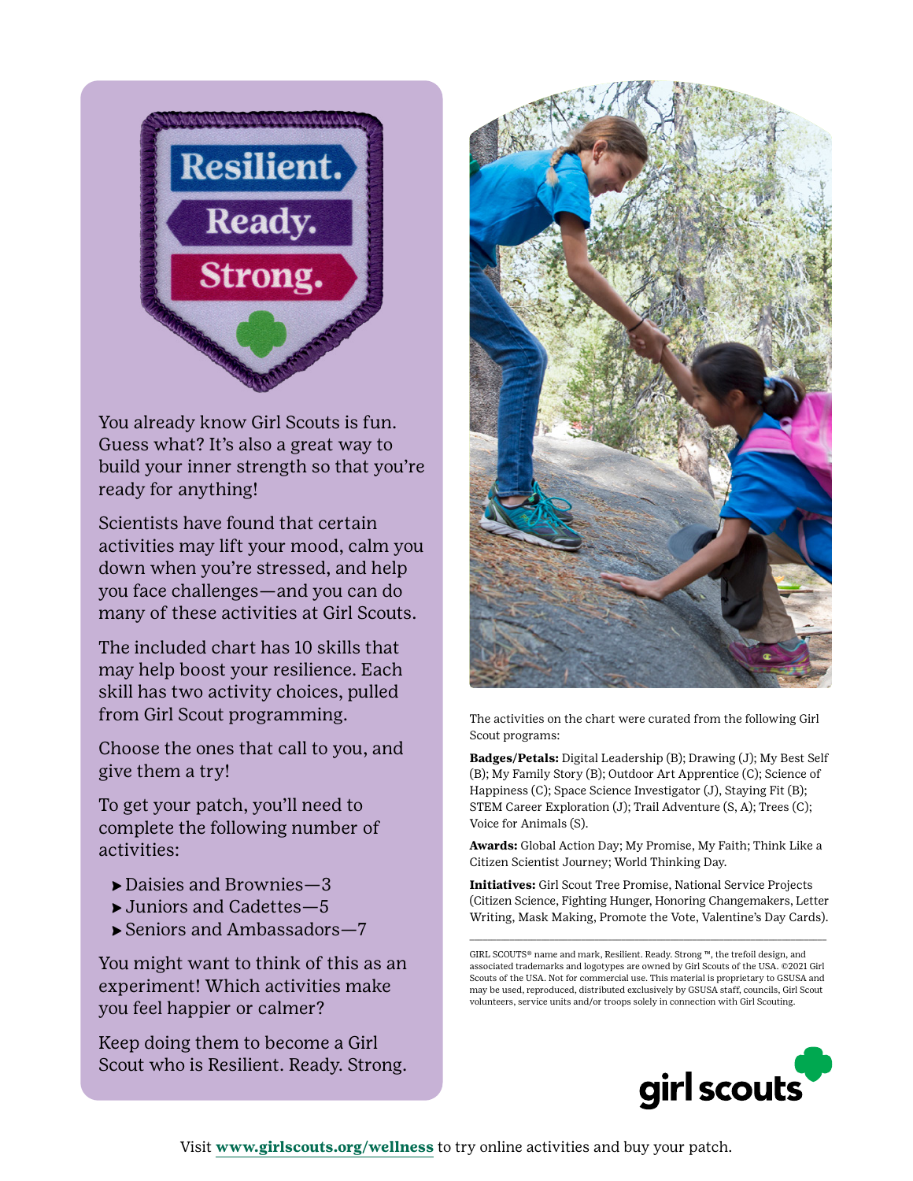# Resilient. Ready. Strong.

You already know Girl Scouts is fun. Guess what? It's also a great way to build your inner strength so that you're ready for anything!

Scientists have found that certain activities may lift your mood, calm you down when you're stressed, and help you face challenges—and you can do many of these activities at Girl Scouts.

The included chart has 10 skills that may help boost your resilience. Each skill has two activity choices, pulled from Girl Scout programming.

Choose the ones that call to you, and give them a try!

To get your patch, you'll need to complete the following number of activities:

- Daisies and Brownies—3
- Juniors and Cadettes—5
- Seniors and Ambassadors—7

You might want to think of this as an experiment! Which activities make you feel happier or calmer?

Keep doing them to become a Girl Scout who is Resilient. Ready. Strong.

The activities on the chart were curated from the following Girl Scout programs:

**Badges/Petals:** Digital Leadership (B); Drawing (J); My Best Self (B); My Family Story (B); Outdoor Art Apprentice (C); Science of Happiness (C); Space Science Investigator (J), Staying Fit (B); STEM Career Exploration (J); Trail Adventure (S, A); Trees (C); Voice for Animals (S).

**Awards:** Global Action Day; My Promise, My Faith; Think Like a Citizen Scientist Journey; World Thinking Day.

**Initiatives:** Girl Scout Tree Promise, National Service Projects (Citizen Science, Fighting Hunger, Honoring Changemakers, Letter Writing, Mask Making, Promote the Vote, Valentine's Day Cards).

---

GIRL SCOUTS® name and mark, Resilient. Ready. Strong ™, the trefoil design, and associated trademarks and logotypes are owned by Girl Scouts of the USA. ©2021 Girl Scouts of the USA. Not for commercial use. This material is proprietary to GSUSA and may be used, reproduced, distributed exclusively by GSUSA staff, councils, Girl Scout volunteers, service units and/or troops solely in connection with Girl Scouting.

girl scouts

Visit **www.girlscouts.org/wellness** to try online activities and buy your patch.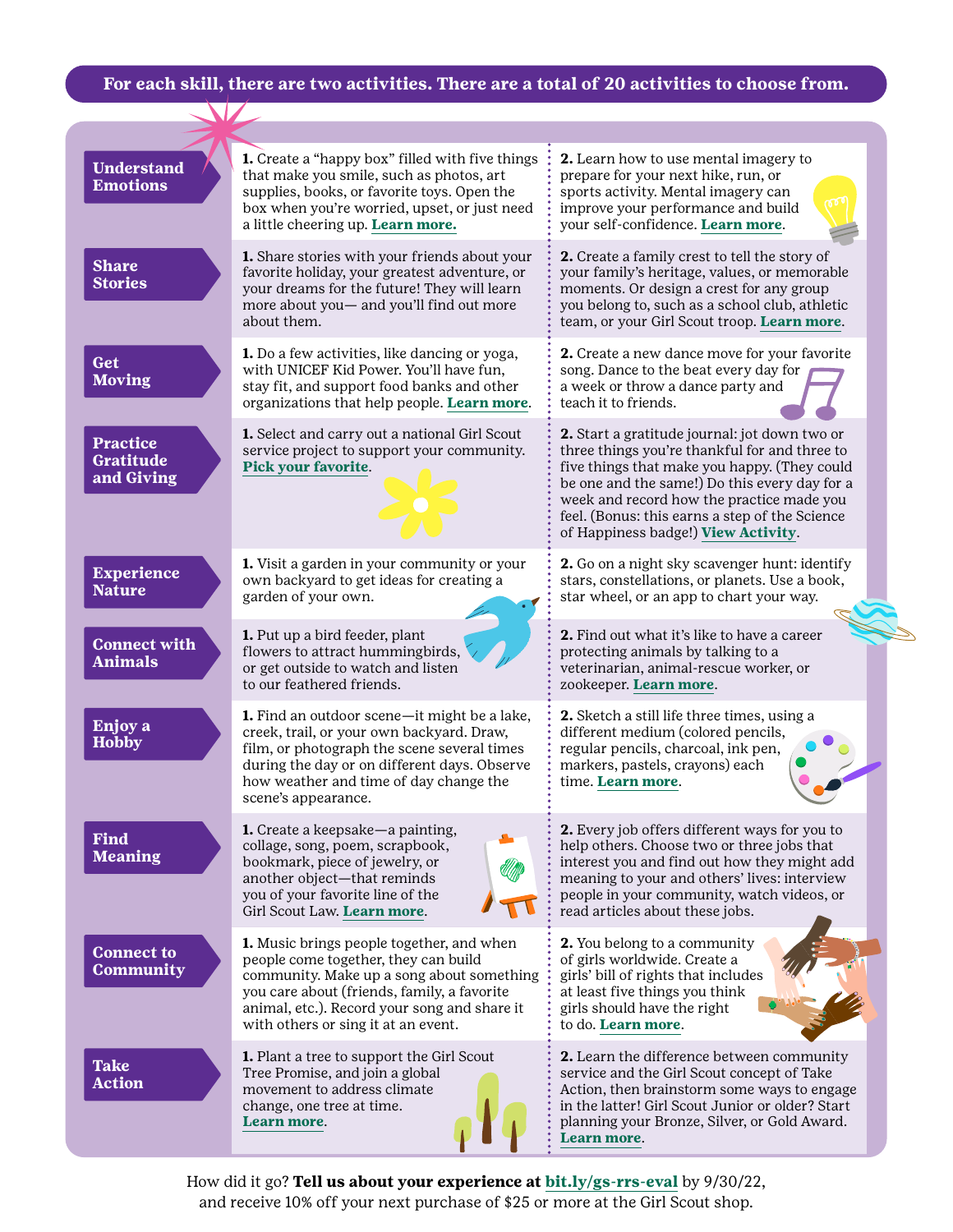**For each skill, there are two activities. There are a total of 20 activities to choose from.**

| | | |
|---|---|---|
| **Understand Emotions** | **1.** Create a "happy box" filled with five things that make you smile, such as photos, art supplies, books, or favorite toys. Open the box when you're worried, upset, or just need a little cheering up. **Learn more.** | **2.** Learn how to use mental imagery to prepare for your next hike, run, or sports activity. Mental imagery can improve your performance and build your self-confidence. **Learn more**. |
| **Share Stories** | **1.** Share stories with your friends about your favorite holiday, your greatest adventure, or your dreams for the future! They will learn more about you— and you'll find out more about them. | **2.** Create a family crest to tell the story of your family's heritage, values, or memorable moments. Or design a crest for any group you belong to, such as a school club, athletic team, or your Girl Scout troop. **Learn more**. |
| **Get Moving** | **1.** Do a few activities, like dancing or yoga, with UNICEF Kid Power. You'll have fun, stay fit, and support food banks and other organizations that help people. **Learn more**. | **2.** Create a new dance move for your favorite song. Dance to the beat every day for a week or throw a dance party and teach it to friends. |
| **Practice Gratitude and Giving** | **1.** Select and carry out a national Girl Scout service project to support your community. **Pick your favorite**. | **2.** Start a gratitude journal: jot down two or three things you're thankful for and three to five things that make you happy. (They could be one and the same!) Do this every day for a week and record how the practice made you feel. (Bonus: this earns a step of the Science of Happiness badge!) **View Activity**. |
| **Experience Nature** | **1.** Visit a garden in your community or your own backyard to get ideas for creating a garden of your own. | **2.** Go on a night sky scavenger hunt: identify stars, constellations, or planets. Use a book, star wheel, or an app to chart your way. |
| **Connect with Animals** | **1.** Put up a bird feeder, plant flowers to attract hummingbirds, or get outside to watch and listen to our feathered friends. | **2.** Find out what it's like to have a career protecting animals by talking to a veterinarian, animal-rescue worker, or zookeeper. **Learn more**. |
| **Enjoy a Hobby** | **1.** Find an outdoor scene—it might be a lake, creek, trail, or your own backyard. Draw, film, or photograph the scene several times during the day or on different days. Observe how weather and time of day change the scene's appearance. | **2.** Sketch a still life three times, using a different medium (colored pencils, regular pencils, charcoal, ink pen, markers, pastels, crayons) each time. **Learn more**. |
| **Find Meaning** | **1.** Create a keepsake—a painting, collage, song, poem, scrapbook, bookmark, piece of jewelry, or another object—that reminds you of your favorite line of the Girl Scout Law. **Learn more**. | **2.** Every job offers different ways for you to help others. Choose two or three jobs that interest you and find out how they might add meaning to your and others' lives: interview people in your community, watch videos, or read articles about these jobs. |
| **Connect to Community** | **1.** Music brings people together, and when people come together, they can build community. Make up a song about something you care about (friends, family, a favorite animal, etc.). Record your song and share it with others or sing it at an event. | **2.** You belong to a community of girls worldwide. Create a girls' bill of rights that includes at least five things you think girls should have the right to do. **Learn more**. |
| **Take Action** | **1.** Plant a tree to support the Girl Scout Tree Promise, and join a global movement to address climate change, one tree at time. **Learn more**. | **2.** Learn the difference between community service and the Girl Scout concept of Take Action, then brainstorm some ways to engage in the latter! Girl Scout Junior or older? Start planning your Bronze, Silver, or Gold Award. **Learn more**. |

How did it go? **Tell us about your experience at bit.ly/gs-rrs-eval** by 9/30/22, and receive 10% off your next purchase of $25 or more at the Girl Scout shop.